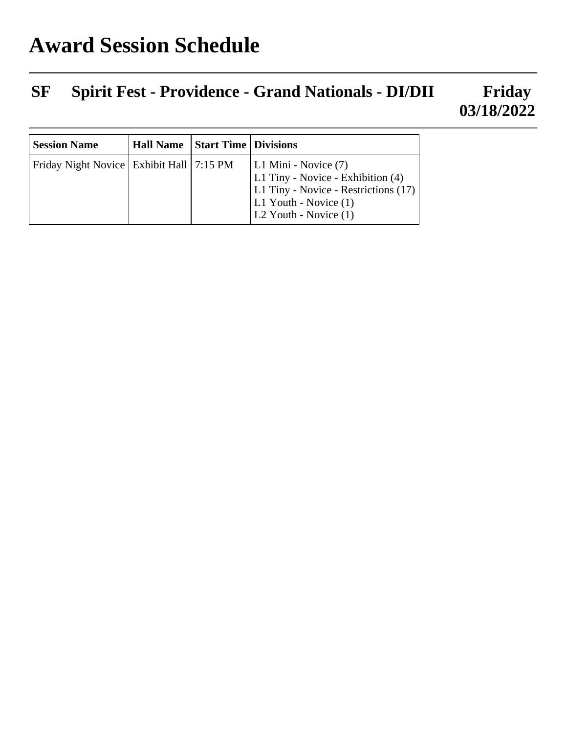# Award Session Schedule

## SF Spirit Fest - Providence - Grand Nationals - DI/DII Friday 03/18/2022

| Session Name | Hall Name | Start Time | Divisions |
|---|---|---|---|
| Friday Night Novice | Exhibit Hall | 7:15 PM | L1 Mini - Novice (7)<br>L1 Tiny - Novice - Exhibition (4)<br>L1 Tiny - Novice - Restrictions (17)<br>L1 Youth - Novice (1)<br>L2 Youth - Novice (1) |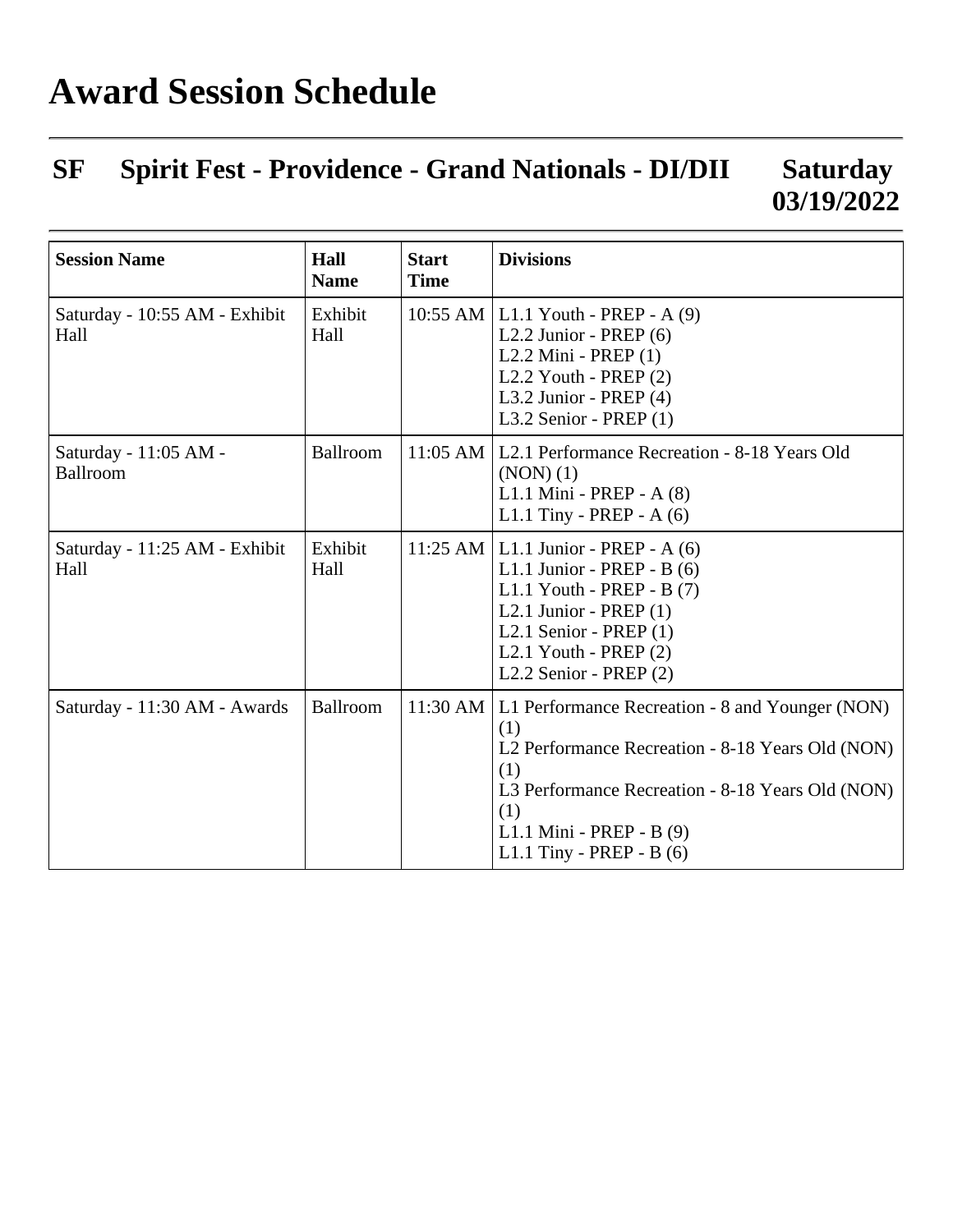# Award Session Schedule

## SF Spirit Fest - Providence - Grand Nationals - DI/DII Saturday 03/19/2022

| Session Name | Hall Name | Start Time | Divisions |
| --- | --- | --- | --- |
| Saturday - 10:55 AM - Exhibit Hall | Exhibit Hall | 10:55 AM | L1.1 Youth - PREP - A (9)<br>L2.2 Junior - PREP (6)<br>L2.2 Mini - PREP (1)<br>L2.2 Youth - PREP (2)<br>L3.2 Junior - PREP (4)<br>L3.2 Senior - PREP (1) |
| Saturday - 11:05 AM - Ballroom | Ballroom | 11:05 AM | L2.1 Performance Recreation - 8-18 Years Old (NON) (1)<br>L1.1 Mini - PREP - A (8)<br>L1.1 Tiny - PREP - A (6) |
| Saturday - 11:25 AM - Exhibit Hall | Exhibit Hall | 11:25 AM | L1.1 Junior - PREP - A (6)<br>L1.1 Junior - PREP - B (6)<br>L1.1 Youth - PREP - B (7)<br>L2.1 Junior - PREP (1)<br>L2.1 Senior - PREP (1)<br>L2.1 Youth - PREP (2)<br>L2.2 Senior - PREP (2) |
| Saturday - 11:30 AM - Awards | Ballroom | 11:30 AM | L1 Performance Recreation - 8 and Younger (NON) (1)<br>L2 Performance Recreation - 8-18 Years Old (NON) (1)<br>L3 Performance Recreation - 8-18 Years Old (NON) (1)<br>L1.1 Mini - PREP - B (9)<br>L1.1 Tiny - PREP - B (6) |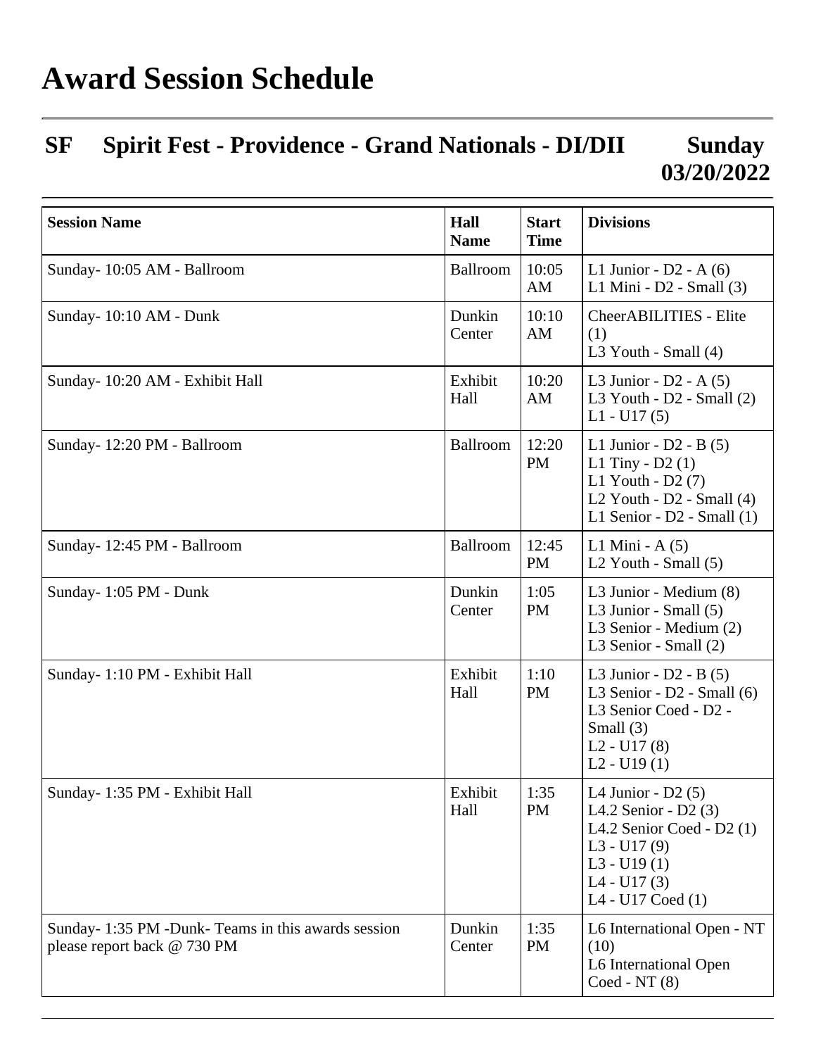# Award Session Schedule

## SF Spirit Fest - Providence - Grand Nationals - DI/DII Sunday 03/20/2022

| Session Name | Hall Name | Start Time | Divisions |
|---|---|---|---|
| Sunday- 10:05 AM - Ballroom | Ballroom | 10:05 AM | L1 Junior - D2 - A (6)<br>L1 Mini - D2 - Small (3) |
| Sunday- 10:10 AM - Dunk | Dunkin Center | 10:10 AM | CheerABILITIES - Elite (1)<br>L3 Youth - Small (4) |
| Sunday- 10:20 AM - Exhibit Hall | Exhibit Hall | 10:20 AM | L3 Junior - D2 - A (5)<br>L3 Youth - D2 - Small (2)<br>L1 - U17 (5) |
| Sunday- 12:20 PM - Ballroom | Ballroom | 12:20 PM | L1 Junior - D2 - B (5)<br>L1 Tiny - D2 (1)<br>L1 Youth - D2 (7)<br>L2 Youth - D2 - Small (4)<br>L1 Senior - D2 - Small (1) |
| Sunday- 12:45 PM - Ballroom | Ballroom | 12:45 PM | L1 Mini - A (5)<br>L2 Youth - Small (5) |
| Sunday- 1:05 PM - Dunk | Dunkin Center | 1:05 PM | L3 Junior - Medium (8)<br>L3 Junior - Small (5)<br>L3 Senior - Medium (2)<br>L3 Senior - Small (2) |
| Sunday- 1:10 PM - Exhibit Hall | Exhibit Hall | 1:10 PM | L3 Junior - D2 - B (5)<br>L3 Senior - D2 - Small (6)<br>L3 Senior Coed - D2 - Small (3)<br>L2 - U17 (8)<br>L2 - U19 (1) |
| Sunday- 1:35 PM - Exhibit Hall | Exhibit Hall | 1:35 PM | L4 Junior - D2 (5)<br>L4.2 Senior - D2 (3)<br>L4.2 Senior Coed - D2 (1)<br>L3 - U17 (9)<br>L3 - U19 (1)<br>L4 - U17 (3)<br>L4 - U17 Coed (1) |
| Sunday- 1:35 PM -Dunk- Teams in this awards session please report back @ 730 PM | Dunkin Center | 1:35 PM | L6 International Open - NT (10)<br>L6 International Open Coed - NT (8) |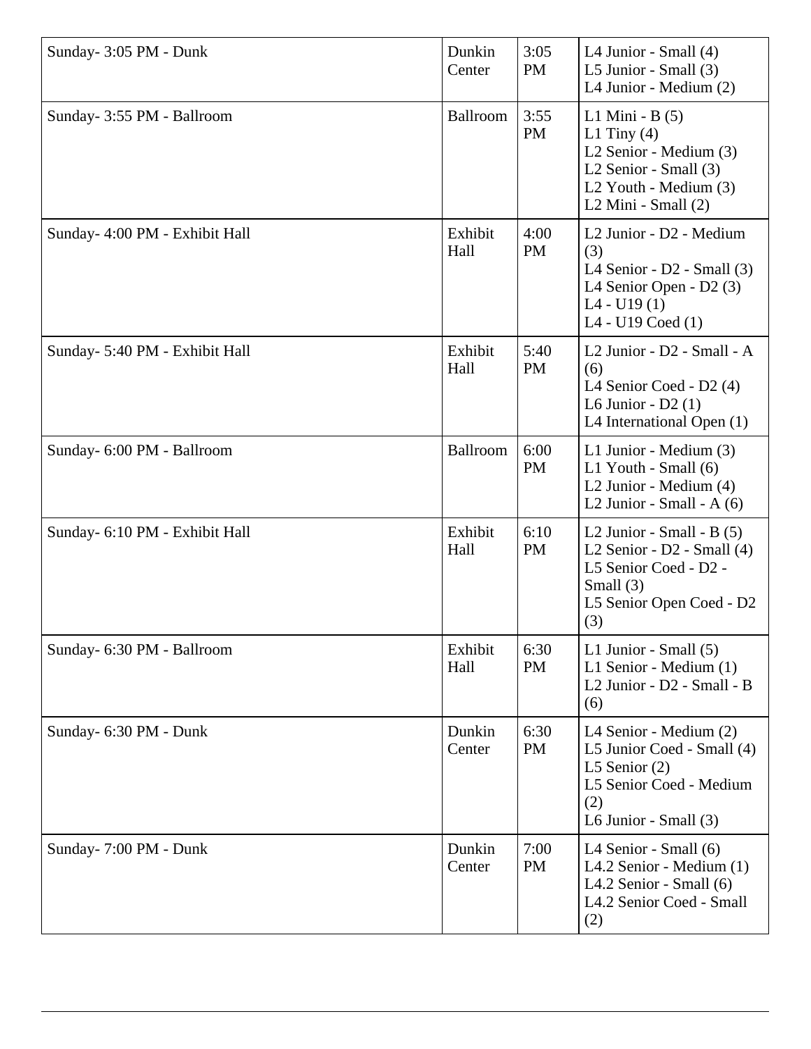| Sunday- 3:05 PM - Dunk | Dunkin Center | 3:05 PM | L4 Junior - Small (4)<br>L5 Junior - Small (3)<br>L4 Junior - Medium (2) |
|---|---|---|---|
| Sunday- 3:55 PM - Ballroom | Ballroom | 3:55 PM | L1 Mini - B (5)<br>L1 Tiny (4)<br>L2 Senior - Medium (3)<br>L2 Senior - Small (3)<br>L2 Youth - Medium (3)<br>L2 Mini - Small (2) |
| Sunday- 4:00 PM - Exhibit Hall | Exhibit Hall | 4:00 PM | L2 Junior - D2 - Medium (3)<br>L4 Senior - D2 - Small (3)<br>L4 Senior Open - D2 (3)<br>L4 - U19 (1)<br>L4 - U19 Coed (1) |
| Sunday- 5:40 PM - Exhibit Hall | Exhibit Hall | 5:40 PM | L2 Junior - D2 - Small - A (6)<br>L4 Senior Coed - D2 (4)<br>L6 Junior - D2 (1)<br>L4 International Open (1) |
| Sunday- 6:00 PM - Ballroom | Ballroom | 6:00 PM | L1 Junior - Medium (3)<br>L1 Youth - Small (6)<br>L2 Junior - Medium (4)<br>L2 Junior - Small - A (6) |
| Sunday- 6:10 PM - Exhibit Hall | Exhibit Hall | 6:10 PM | L2 Junior - Small - B (5)<br>L2 Senior - D2 - Small (4)<br>L5 Senior Coed - D2 - Small (3)<br>L5 Senior Open Coed - D2 (3) |
| Sunday- 6:30 PM - Ballroom | Exhibit Hall | 6:30 PM | L1 Junior - Small (5)<br>L1 Senior - Medium (1)<br>L2 Junior - D2 - Small - B (6) |
| Sunday- 6:30 PM - Dunk | Dunkin Center | 6:30 PM | L4 Senior - Medium (2)<br>L5 Junior Coed - Small (4)<br>L5 Senior (2)<br>L5 Senior Coed - Medium (2)<br>L6 Junior - Small (3) |
| Sunday- 7:00 PM - Dunk | Dunkin Center | 7:00 PM | L4 Senior - Small (6)<br>L4.2 Senior - Medium (1)<br>L4.2 Senior - Small (6)<br>L4.2 Senior Coed - Small (2) |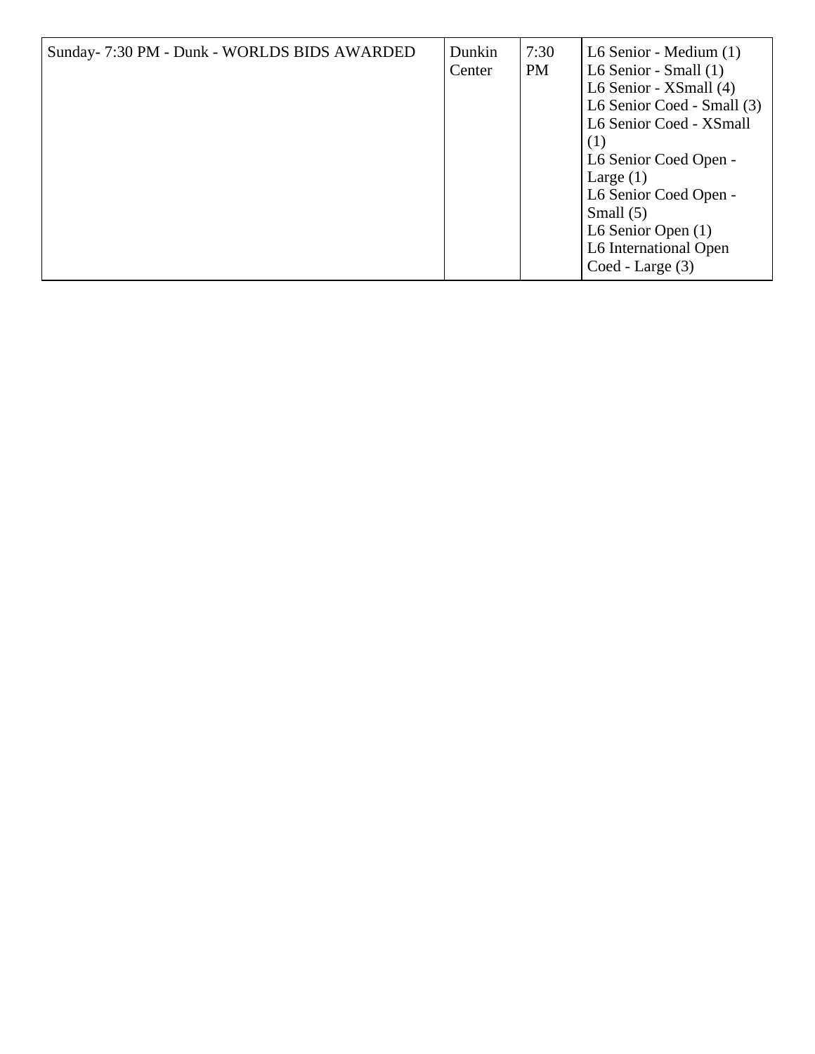| | | | |
|---|---|---|---|
| Sunday- 7:30 PM - Dunk - WORLDS BIDS AWARDED | Dunkin Center | 7:30 PM | L6 Senior - Medium (1)<br>L6 Senior - Small (1)<br>L6 Senior - XSmall (4)<br>L6 Senior Coed - Small (3)<br>L6 Senior Coed - XSmall (1)<br>L6 Senior Coed Open - Large (1)<br>L6 Senior Coed Open - Small (5)<br>L6 Senior Open (1)<br>L6 International Open Coed - Large (3) |